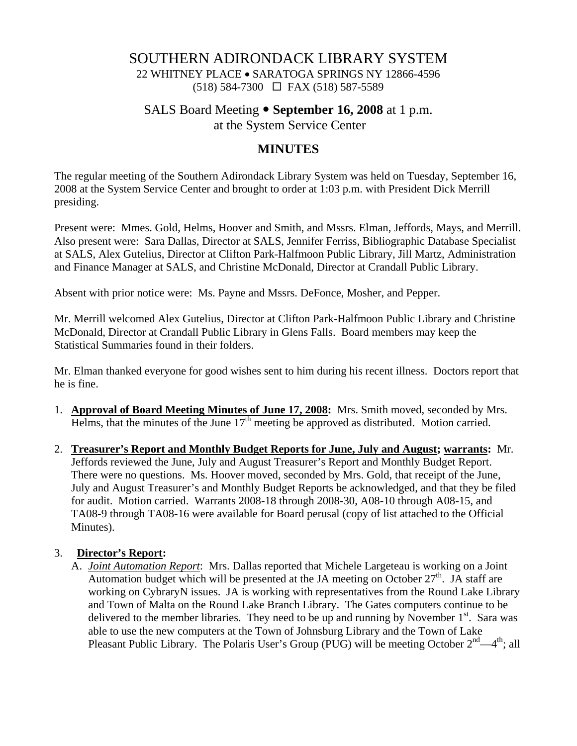# SOUTHERN ADIRONDACK LIBRARY SYSTEM

22 WHITNEY PLACE • SARATOGA SPRINGS NY 12866-4596
(518) 584-7300 ☐ FAX (518) 587-5589

## SALS Board Meeting • **September 16, 2008** at 1 p.m.
at the System Service Center

## MINUTES

The regular meeting of the Southern Adirondack Library System was held on Tuesday, September 16, 2008 at the System Service Center and brought to order at 1:03 p.m. with President Dick Merrill presiding.

Present were: Mmes. Gold, Helms, Hoover and Smith, and Mssrs. Elman, Jeffords, Mays, and Merrill. Also present were: Sara Dallas, Director at SALS, Jennifer Ferriss, Bibliographic Database Specialist at SALS, Alex Gutelius, Director at Clifton Park-Halfmoon Public Library, Jill Martz, Administration and Finance Manager at SALS, and Christine McDonald, Director at Crandall Public Library.

Absent with prior notice were: Ms. Payne and Mssrs. DeFonce, Mosher, and Pepper.

Mr. Merrill welcomed Alex Gutelius, Director at Clifton Park-Halfmoon Public Library and Christine McDonald, Director at Crandall Public Library in Glens Falls. Board members may keep the Statistical Summaries found in their folders.

Mr. Elman thanked everyone for good wishes sent to him during his recent illness. Doctors report that he is fine.

1. **Approval of Board Meeting Minutes of June 17, 2008:** Mrs. Smith moved, seconded by Mrs. Helms, that the minutes of the June 17th meeting be approved as distributed. Motion carried.

2. **Treasurer's Report and Monthly Budget Reports for June, July and August; warrants:** Mr. Jeffords reviewed the June, July and August Treasurer's Report and Monthly Budget Report. There were no questions. Ms. Hoover moved, seconded by Mrs. Gold, that receipt of the June, July and August Treasurer's and Monthly Budget Reports be acknowledged, and that they be filed for audit. Motion carried. Warrants 2008-18 through 2008-30, A08-10 through A08-15, and TA08-9 through TA08-16 were available for Board perusal (copy of list attached to the Official Minutes).

3. **Director's Report:**
   A. *Joint Automation Report*: Mrs. Dallas reported that Michele Largeteau is working on a Joint Automation budget which will be presented at the JA meeting on October 27th. JA staff are working on CybraryN issues. JA is working with representatives from the Round Lake Library and Town of Malta on the Round Lake Branch Library. The Gates computers continue to be delivered to the member libraries. They need to be up and running by November 1st. Sara was able to use the new computers at the Town of Johnsburg Library and the Town of Lake Pleasant Public Library. The Polaris User's Group (PUG) will be meeting October 2nd—4th; all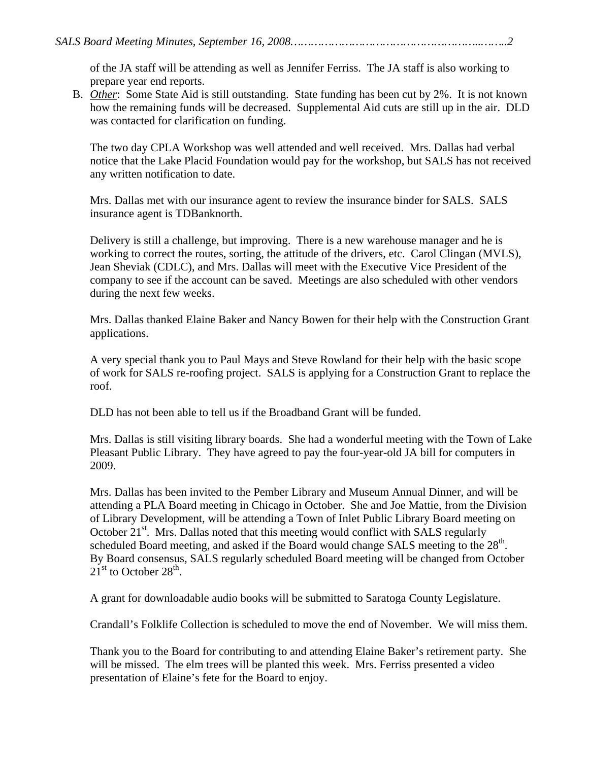of the JA staff will be attending as well as Jennifer Ferriss. The JA staff is also working to prepare year end reports.

B. *Other*: Some State Aid is still outstanding. State funding has been cut by 2%. It is not known how the remaining funds will be decreased. Supplemental Aid cuts are still up in the air. DLD was contacted for clarification on funding.

   The two day CPLA Workshop was well attended and well received. Mrs. Dallas had verbal notice that the Lake Placid Foundation would pay for the workshop, but SALS has not received any written notification to date.

   Mrs. Dallas met with our insurance agent to review the insurance binder for SALS. SALS insurance agent is TDBanknorth.

   Delivery is still a challenge, but improving. There is a new warehouse manager and he is working to correct the routes, sorting, the attitude of the drivers, etc. Carol Clingan (MVLS), Jean Sheviak (CDLC), and Mrs. Dallas will meet with the Executive Vice President of the company to see if the account can be saved. Meetings are also scheduled with other vendors during the next few weeks.

   Mrs. Dallas thanked Elaine Baker and Nancy Bowen for their help with the Construction Grant applications.

   A very special thank you to Paul Mays and Steve Rowland for their help with the basic scope of work for SALS re-roofing project. SALS is applying for a Construction Grant to replace the roof.

   DLD has not been able to tell us if the Broadband Grant will be funded.

   Mrs. Dallas is still visiting library boards. She had a wonderful meeting with the Town of Lake Pleasant Public Library. They have agreed to pay the four-year-old JA bill for computers in 2009.

   Mrs. Dallas has been invited to the Pember Library and Museum Annual Dinner, and will be attending a PLA Board meeting in Chicago in October. She and Joe Mattie, from the Division of Library Development, will be attending a Town of Inlet Public Library Board meeting on October 21st. Mrs. Dallas noted that this meeting would conflict with SALS regularly scheduled Board meeting, and asked if the Board would change SALS meeting to the 28th. By Board consensus, SALS regularly scheduled Board meeting will be changed from October 21st to October 28th.

   A grant for downloadable audio books will be submitted to Saratoga County Legislature.

   Crandall's Folklife Collection is scheduled to move the end of November. We will miss them.

   Thank you to the Board for contributing to and attending Elaine Baker's retirement party. She will be missed. The elm trees will be planted this week. Mrs. Ferriss presented a video presentation of Elaine's fete for the Board to enjoy.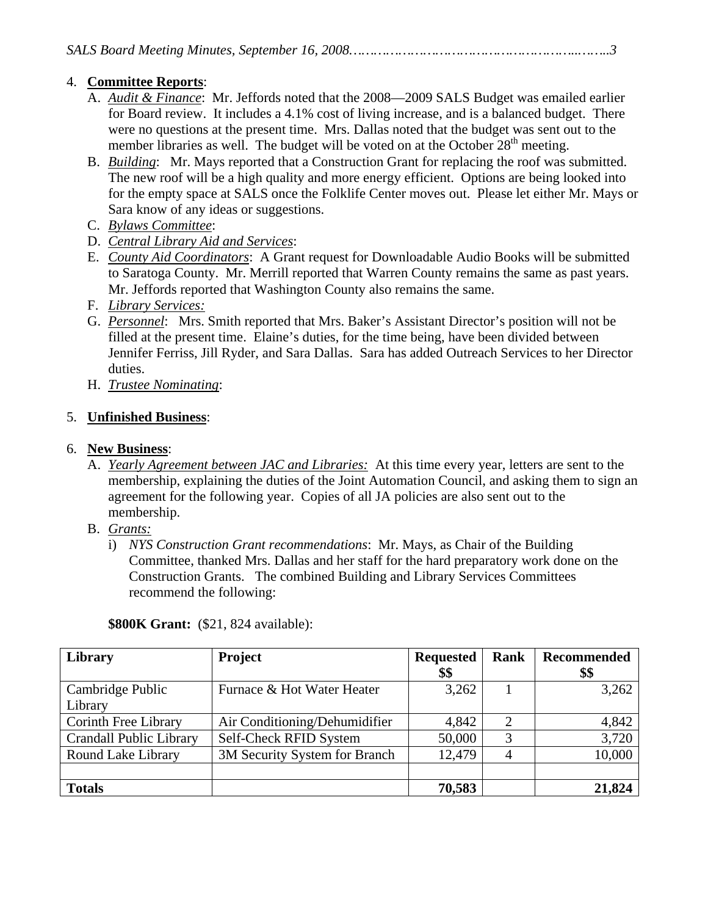4. **Committee Reports**:
   A. *Audit & Finance*: Mr. Jeffords noted that the 2008—2009 SALS Budget was emailed earlier for Board review. It includes a 4.1% cost of living increase, and is a balanced budget. There were no questions at the present time. Mrs. Dallas noted that the budget was sent out to the member libraries as well. The budget will be voted on at the October 28th meeting.
   B. *Building*: Mr. Mays reported that a Construction Grant for replacing the roof was submitted. The new roof will be a high quality and more energy efficient. Options are being looked into for the empty space at SALS once the Folklife Center moves out. Please let either Mr. Mays or Sara know of any ideas or suggestions.
   C. *Bylaws Committee*:
   D. *Central Library Aid and Services*:
   E. *County Aid Coordinators*: A Grant request for Downloadable Audio Books will be submitted to Saratoga County. Mr. Merrill reported that Warren County remains the same as past years. Mr. Jeffords reported that Washington County also remains the same.
   F. *Library Services:*
   G. *Personnel*: Mrs. Smith reported that Mrs. Baker's Assistant Director's position will not be filled at the present time. Elaine's duties, for the time being, have been divided between Jennifer Ferriss, Jill Ryder, and Sara Dallas. Sara has added Outreach Services to her Director duties.
   H. *Trustee Nominating*:

5. **Unfinished Business**:

6. **New Business**:
   A. *Yearly Agreement between JAC and Libraries:* At this time every year, letters are sent to the membership, explaining the duties of the Joint Automation Council, and asking them to sign an agreement for the following year. Copies of all JA policies are also sent out to the membership.
   B. *Grants:*
      i) *NYS Construction Grant recommendations*: Mr. Mays, as Chair of the Building Committee, thanked Mrs. Dallas and her staff for the hard preparatory work done on the Construction Grants. The combined Building and Library Services Committees recommend the following:

**$800K Grant:** ($21, 824 available):

| Library | Project | Requested $$ | Rank | Recommended $$ |
|---|---|---|---|---|
| Cambridge Public Library | Furnace & Hot Water Heater | 3,262 | 1 | 3,262 |
| Corinth Free Library | Air Conditioning/Dehumidifier | 4,842 | 2 | 4,842 |
| Crandall Public Library | Self-Check RFID System | 50,000 | 3 | 3,720 |
| Round Lake Library | 3M Security System for Branch | 12,479 | 4 | 10,000 |
| | | | | |
| **Totals** | | **70,583** | | **21,824** |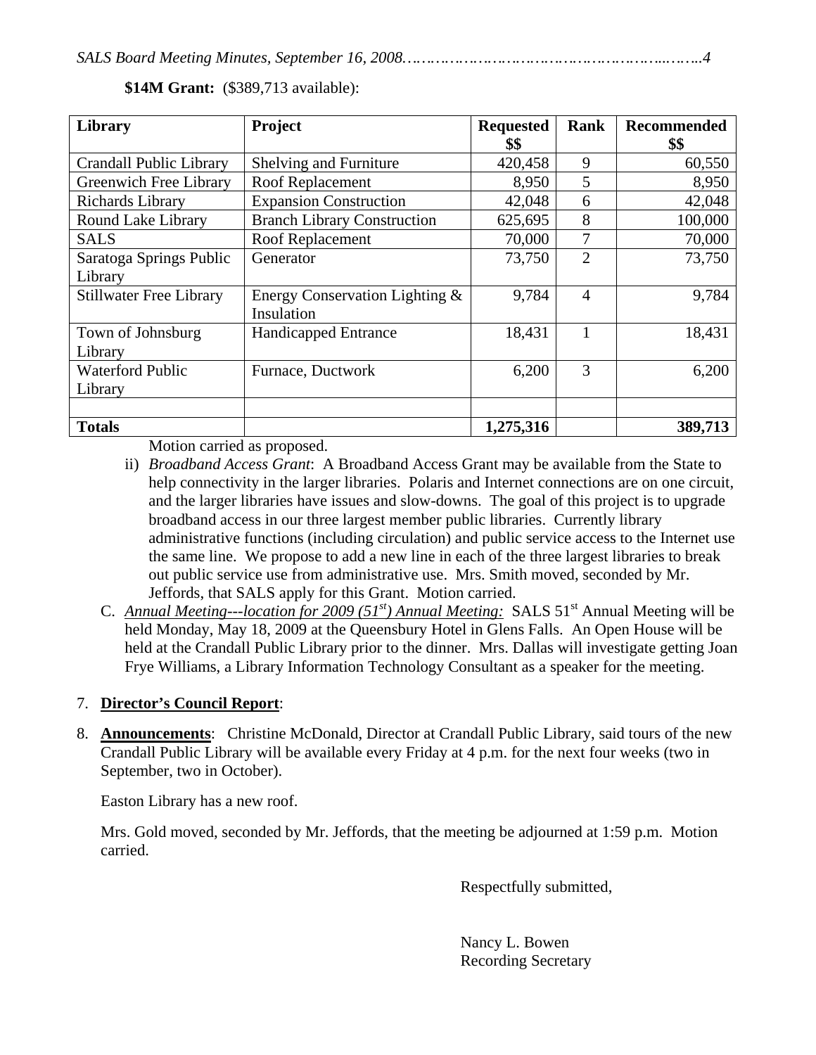**$14M Grant:** ($389,713 available):

| Library | Project | Requested $$ | Rank | Recommended $$ |
|---|---|---|---|---|
| Crandall Public Library | Shelving and Furniture | 420,458 | 9 | 60,550 |
| Greenwich Free Library | Roof Replacement | 8,950 | 5 | 8,950 |
| Richards Library | Expansion Construction | 42,048 | 6 | 42,048 |
| Round Lake Library | Branch Library Construction | 625,695 | 8 | 100,000 |
| SALS | Roof Replacement | 70,000 | 7 | 70,000 |
| Saratoga Springs Public Library | Generator | 73,750 | 2 | 73,750 |
| Stillwater Free Library | Energy Conservation Lighting & Insulation | 9,784 | 4 | 9,784 |
| Town of Johnsburg Library | Handicapped Entrance | 18,431 | 1 | 18,431 |
| Waterford Public Library | Furnace, Ductwork | 6,200 | 3 | 6,200 |
| | | | | |
| **Totals** | | **1,275,316** | | **389,713** |

Motion carried as proposed.

ii) *Broadband Access Grant*: A Broadband Access Grant may be available from the State to help connectivity in the larger libraries. Polaris and Internet connections are on one circuit, and the larger libraries have issues and slow-downs. The goal of this project is to upgrade broadband access in our three largest member public libraries. Currently library administrative functions (including circulation) and public service access to the Internet use the same line. We propose to add a new line in each of the three largest libraries to break out public service use from administrative use. Mrs. Smith moved, seconded by Mr. Jeffords, that SALS apply for this Grant. Motion carried.

C. *Annual Meeting---location for 2009 (51st) Annual Meeting:* SALS 51st Annual Meeting will be held Monday, May 18, 2009 at the Queensbury Hotel in Glens Falls. An Open House will be held at the Crandall Public Library prior to the dinner. Mrs. Dallas will investigate getting Joan Frye Williams, a Library Information Technology Consultant as a speaker for the meeting.

7. **Director's Council Report**:

8. **Announcements**: Christine McDonald, Director at Crandall Public Library, said tours of the new Crandall Public Library will be available every Friday at 4 p.m. for the next four weeks (two in September, two in October).

Easton Library has a new roof.

Mrs. Gold moved, seconded by Mr. Jeffords, that the meeting be adjourned at 1:59 p.m. Motion carried.

Respectfully submitted,

Nancy L. Bowen
Recording Secretary